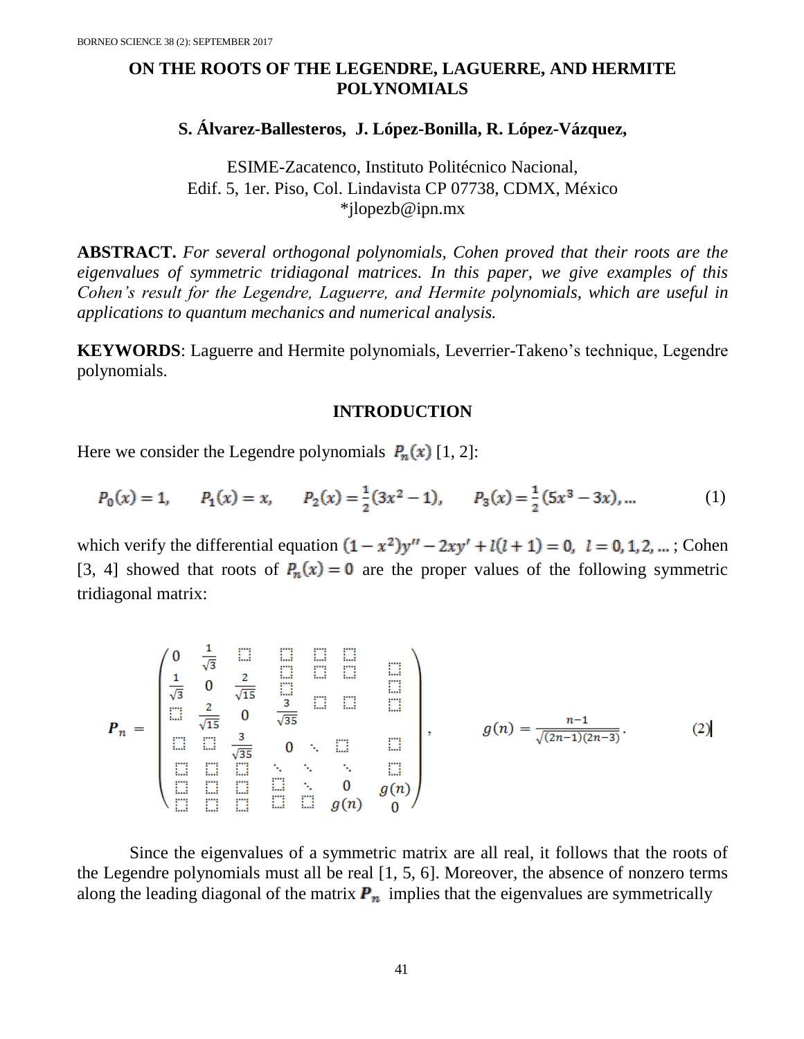# ON THE ROOTS OF THE LEGENDRE, LAGUERRE, AND HERMITE POLYNOMIALS

**S. Álvarez-Ballesteros, J. López-Bonilla, R. López-Vázquez,**

ESIME-Zacatenco, Instituto Politécnico Nacional,
Edif. 5, 1er. Piso, Col. Lindavista CP 07738, CDMX, México
*jlopezb@ipn.mx

**ABSTRACT.** *For several orthogonal polynomials, Cohen proved that their roots are the eigenvalues of symmetric tridiagonal matrices. In this paper, we give examples of this Cohen's result for the Legendre, Laguerre, and Hermite polynomials, which are useful in applications to quantum mechanics and numerical analysis.*

**KEYWORDS**: Laguerre and Hermite polynomials, Leverrier-Takeno's technique, Legendre polynomials.

## INTRODUCTION

Here we consider the Legendre polynomials $P_n(x)$ [1, 2]:

$$P_0(x) = 1, \qquad P_1(x) = x, \qquad P_2(x) = \frac{1}{2}(3x^2 - 1), \qquad P_3(x) = \frac{1}{2}(5x^3 - 3x), \dots \tag{1}$$

which verify the differential equation $(1 - x^2)y'' - 2xy' + l(l + 1) = 0,\ \ l = 0, 1, 2, \dots$; Cohen [3, 4] showed that roots of $P_n(x) = 0$ are the proper values of the following symmetric tridiagonal matrix:

$$\boldsymbol{P}_n = \begin{pmatrix} 0 & \frac{1}{\sqrt{3}} & & & & & \\ \frac{1}{\sqrt{3}} & 0 & \frac{2}{\sqrt{15}} & & & & \\ & \frac{2}{\sqrt{15}} & 0 & \frac{3}{\sqrt{35}} & & & \\ & & \frac{3}{\sqrt{35}} & 0 & \ddots & & \\ & & & \ddots & \ddots & \ddots & \\ & & & & \ddots & 0 & g(n) \\ & & & & & g(n) & 0 \end{pmatrix}, \qquad g(n) = \frac{n-1}{\sqrt{(2n-1)(2n-3)}}. \tag{2}$$

Since the eigenvalues of a symmetric matrix are all real, it follows that the roots of the Legendre polynomials must all be real [1, 5, 6]. Moreover, the absence of nonzero terms along the leading diagonal of the matrix $\boldsymbol{P}_n$ implies that the eigenvalues are symmetrically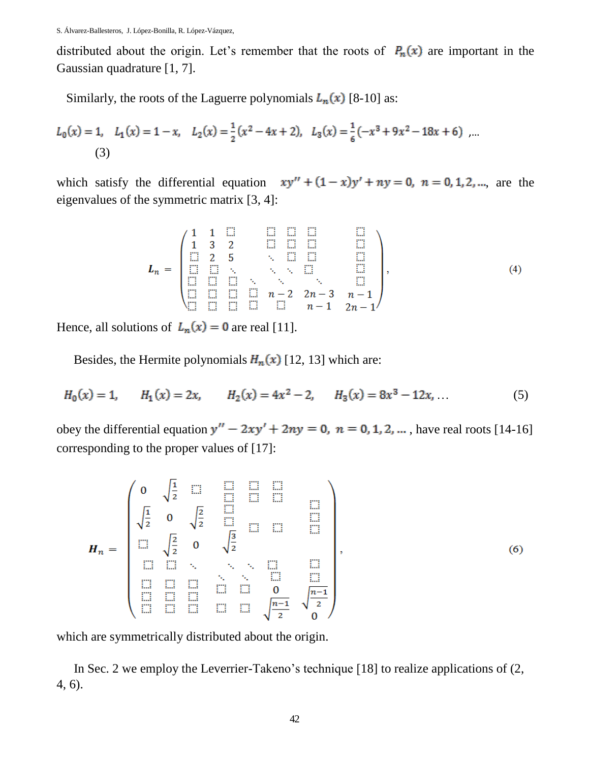distributed about the origin. Let's remember that the roots of $P_n(x)$ are important in the Gaussian quadrature [1, 7].

Similarly, the roots of the Laguerre polynomials $L_n(x)$ [8-10] as:

$$L_0(x) = 1, \quad L_1(x) = 1 - x, \quad L_2(x) = \frac{1}{2}(x^2 - 4x + 2), \quad L_3(x) = \frac{1}{6}(-x^3 + 9x^2 - 18x + 6), \ldots \tag{3}$$

which satisfy the differential equation $xy'' + (1-x)y' + ny = 0, \; n = 0, 1, 2, \ldots$, are the eigenvalues of the symmetric matrix [3, 4]:

$$\boldsymbol{L}_n = \begin{pmatrix} 1 & 1 & 0 & & 0 & 0 & 0 & & 0 \\ 1 & 3 & 2 & & 0 & 0 & 0 & & 0 \\ 0 & 2 & 5 & & \ddots & 0 & 0 & & 0 \\ 0 & 0 & \ddots & & \ddots & \ddots & 0 & & 0 \\ 0 & 0 & 0 & \ddots & & \ddots & \ddots & & 0 \\ 0 & 0 & 0 & 0 & n-2 & & 2n-3 & & n-1 \\ 0 & 0 & 0 & 0 & 0 & & n-1 & & 2n-1 \end{pmatrix}, \tag{4}$$

Hence, all solutions of $L_n(x) = 0$ are real [11].

Besides, the Hermite polynomials $H_n(x)$ [12, 13] which are:

$$H_0(x) = 1, \quad H_1(x) = 2x, \quad H_2(x) = 4x^2 - 2, \quad H_3(x) = 8x^3 - 12x, \ldots \tag{5}$$

obey the differential equation $y'' - 2xy' + 2ny = 0, \; n = 0, 1, 2, \ldots$, have real roots [14-16] corresponding to the proper values of [17]:

$$\boldsymbol{H}_n = \begin{pmatrix} 0 & \sqrt{\frac{1}{2}} & 0 & 0 & 0 & 0 & 0 \\ \sqrt{\frac{1}{2}} & 0 & \sqrt{\frac{2}{2}} & 0 & 0 & 0 & 0 \\ 0 & \sqrt{\frac{2}{2}} & 0 & \sqrt{\frac{3}{2}} & & & \\ 0 & 0 & \ddots & \ddots & \ddots & 0 & 0 \\ 0 & 0 & 0 & \ddots & \ddots & 0 & 0 \\ 0 & 0 & 0 & 0 & 0 & 0 & \sqrt{\frac{n-1}{2}} \\ 0 & 0 & 0 & 0 & 0 & \sqrt{\frac{n-1}{2}} & 0 \end{pmatrix}, \tag{6}$$

which are symmetrically distributed about the origin.

In Sec. 2 we employ the Leverrier-Takeno's technique [18] to realize applications of (2, 4, 6).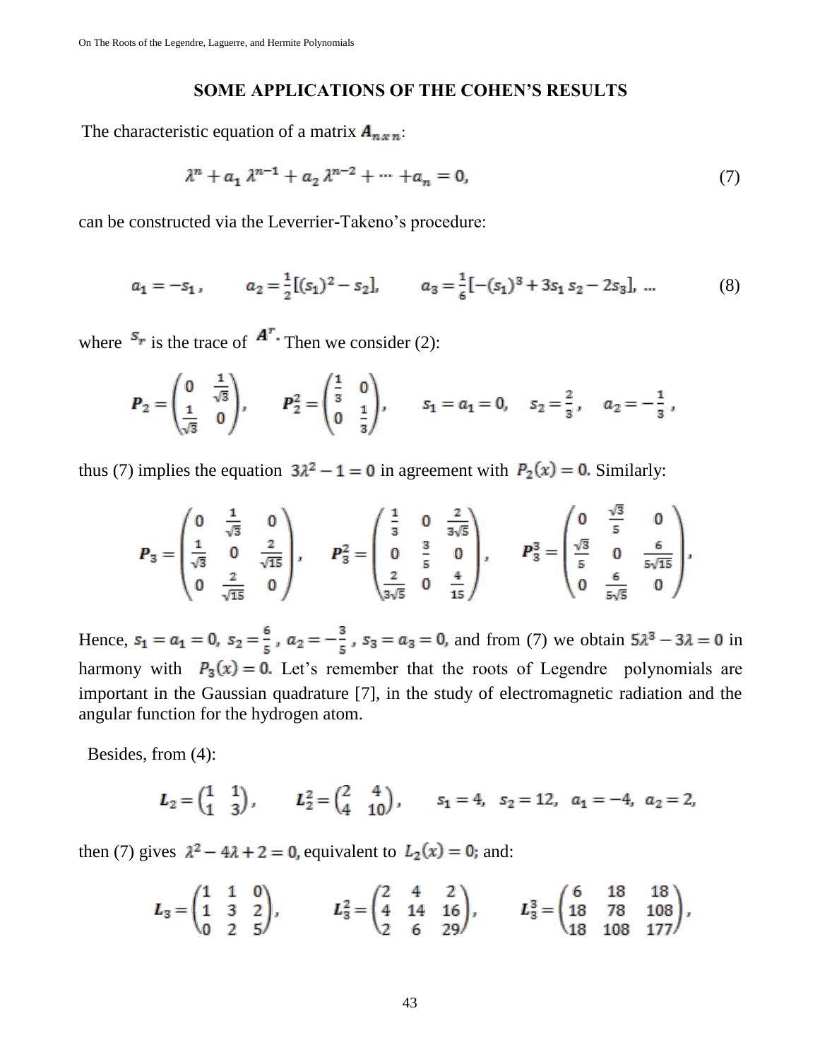## SOME APPLICATIONS OF THE COHEN'S RESULTS

The characteristic equation of a matrix $A_{n\,x\,n}$:

$$\lambda^n + a_1\,\lambda^{n-1} + a_2\,\lambda^{n-2} + \cdots + a_n = 0, \tag{7}$$

can be constructed via the Leverrier-Takeno's procedure:

$$a_1 = -s_1, \qquad a_2 = \tfrac{1}{2}[(s_1)^2 - s_2], \qquad a_3 = \tfrac{1}{6}[-(s_1)^3 + 3s_1\,s_2 - 2s_3], \;\ldots \tag{8}$$

where $s_r$ is the trace of $A^r$. Then we consider (2):

$$P_2 = \begin{pmatrix} 0 & \frac{1}{\sqrt{3}} \\ \frac{1}{\sqrt{3}} & 0 \end{pmatrix}, \qquad P_2^2 = \begin{pmatrix} \frac{1}{3} & 0 \\ 0 & \frac{1}{3} \end{pmatrix}, \qquad s_1 = a_1 = 0, \quad s_2 = \frac{2}{3}, \quad a_2 = -\frac{1}{3},$$

thus (7) implies the equation $3\lambda^2 - 1 = 0$ in agreement with $P_2(x) = 0$. Similarly:

$$P_3 = \begin{pmatrix} 0 & \frac{1}{\sqrt{3}} & 0 \\ \frac{1}{\sqrt{3}} & 0 & \frac{2}{\sqrt{15}} \\ 0 & \frac{2}{\sqrt{15}} & 0 \end{pmatrix}, \qquad P_3^2 = \begin{pmatrix} \frac{1}{3} & 0 & \frac{2}{3\sqrt{5}} \\ 0 & \frac{3}{5} & 0 \\ \frac{2}{3\sqrt{5}} & 0 & \frac{4}{15} \end{pmatrix}, \qquad P_3^3 = \begin{pmatrix} 0 & \frac{\sqrt{3}}{5} & 0 \\ \frac{\sqrt{3}}{5} & 0 & \frac{6}{5\sqrt{15}} \\ 0 & \frac{6}{5\sqrt{15}} & 0 \end{pmatrix},$$

Hence, $s_1 = a_1 = 0$, $s_2 = \frac{6}{5}$, $a_2 = -\frac{3}{5}$, $s_3 = a_3 = 0$, and from (7) we obtain $5\lambda^3 - 3\lambda = 0$ in harmony with $P_3(x) = 0$. Let's remember that the roots of Legendre polynomials are important in the Gaussian quadrature [7], in the study of electromagnetic radiation and the angular function for the hydrogen atom.

Besides, from (4):

$$L_2 = \begin{pmatrix} 1 & 1 \\ 1 & 3 \end{pmatrix}, \qquad L_2^2 = \begin{pmatrix} 2 & 4 \\ 4 & 10 \end{pmatrix}, \qquad s_1 = 4, \;\; s_2 = 12, \;\; a_1 = -4, \;\; a_2 = 2,$$

then (7) gives $\lambda^2 - 4\lambda + 2 = 0$, equivalent to $L_2(x) = 0$; and:

$$L_3 = \begin{pmatrix} 1 & 1 & 0 \\ 1 & 3 & 2 \\ 0 & 2 & 5 \end{pmatrix}, \qquad L_3^2 = \begin{pmatrix} 2 & 4 & 2 \\ 4 & 14 & 16 \\ 2 & 6 & 29 \end{pmatrix}, \qquad L_3^3 = \begin{pmatrix} 6 & 18 & 18 \\ 18 & 78 & 108 \\ 18 & 108 & 177 \end{pmatrix},$$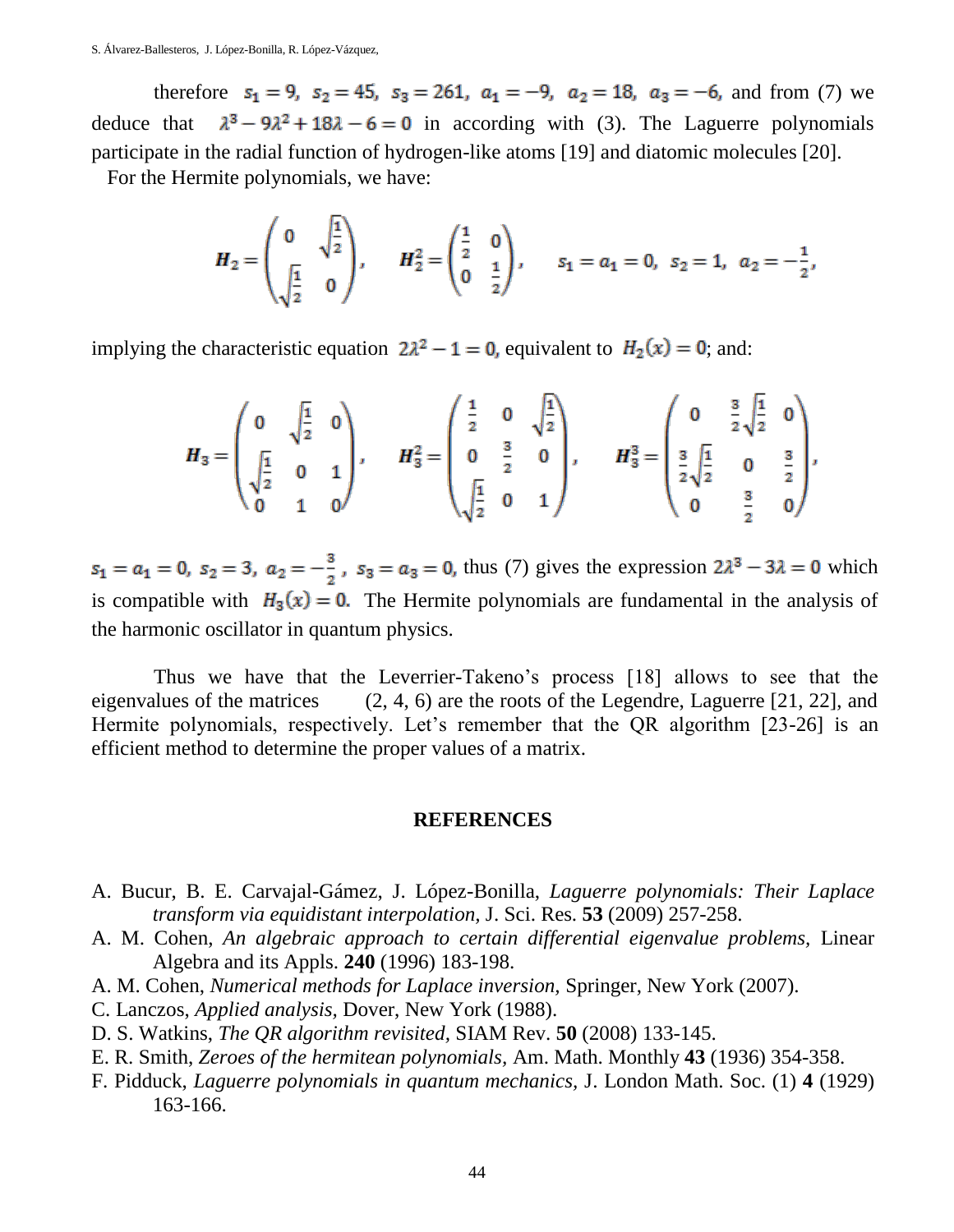therefore $s_1 = 9,\ s_2 = 45,\ s_3 = 261,\ a_1 = -9,\ a_2 = 18,\ a_3 = -6,$ and from (7) we deduce that $\lambda^3 - 9\lambda^2 + 18\lambda - 6 = 0$ in according with (3). The Laguerre polynomials participate in the radial function of hydrogen-like atoms [19] and diatomic molecules [20].

For the Hermite polynomials, we have:

$$\boldsymbol{H}_2 = \begin{pmatrix} 0 & \sqrt{\frac{1}{2}} \\ \sqrt{\frac{1}{2}} & 0 \end{pmatrix}, \quad \boldsymbol{H}_2^2 = \begin{pmatrix} \frac{1}{2} & 0 \\ 0 & \frac{1}{2} \end{pmatrix}, \quad s_1 = a_1 = 0,\ s_2 = 1,\ a_2 = -\frac{1}{2},$$

implying the characteristic equation $2\lambda^2 - 1 = 0$, equivalent to $H_2(x) = 0$; and:

$$\boldsymbol{H}_3 = \begin{pmatrix} 0 & \sqrt{\frac{1}{2}} & 0 \\ \sqrt{\frac{1}{2}} & 0 & 1 \\ 0 & 1 & 0 \end{pmatrix}, \quad \boldsymbol{H}_3^2 = \begin{pmatrix} \frac{1}{2} & 0 & \sqrt{\frac{1}{2}} \\ 0 & \frac{3}{2} & 0 \\ \sqrt{\frac{1}{2}} & 0 & 1 \end{pmatrix}, \quad \boldsymbol{H}_3^3 = \begin{pmatrix} 0 & \frac{3}{2}\sqrt{\frac{1}{2}} & 0 \\ \frac{3}{2}\sqrt{\frac{1}{2}} & 0 & \frac{3}{2} \\ 0 & \frac{3}{2} & 0 \end{pmatrix},$$

$s_1 = a_1 = 0,\ s_2 = 3,\ a_2 = -\frac{3}{2},\ s_3 = a_3 = 0,$ thus (7) gives the expression $2\lambda^3 - 3\lambda = 0$ which is compatible with $H_3(x) = 0.$ The Hermite polynomials are fundamental in the analysis of the harmonic oscillator in quantum physics.

Thus we have that the Leverrier-Takeno's process [18] allows to see that the eigenvalues of the matrices (2, 4, 6) are the roots of the Legendre, Laguerre [21, 22], and Hermite polynomials, respectively. Let's remember that the QR algorithm [23-26] is an efficient method to determine the proper values of a matrix.

## REFERENCES

- A. Bucur, B. E. Carvajal-Gámez, J. López-Bonilla, *Laguerre polynomials: Their Laplace transform via equidistant interpolation,* J. Sci. Res. **53** (2009) 257-258.
- A. M. Cohen, *An algebraic approach to certain differential eigenvalue problems,* Linear Algebra and its Appls. **240** (1996) 183-198.
- A. M. Cohen, *Numerical methods for Laplace inversion,* Springer, New York (2007).
- C. Lanczos, *Applied analysis,* Dover, New York (1988).
- D. S. Watkins, *The QR algorithm revisited,* SIAM Rev. **50** (2008) 133-145.
- E. R. Smith, *Zeroes of the hermitean polynomials,* Am. Math. Monthly **43** (1936) 354-358.
- F. Pidduck, *Laguerre polynomials in quantum mechanics,* J. London Math. Soc. (1) **4** (1929) 163-166.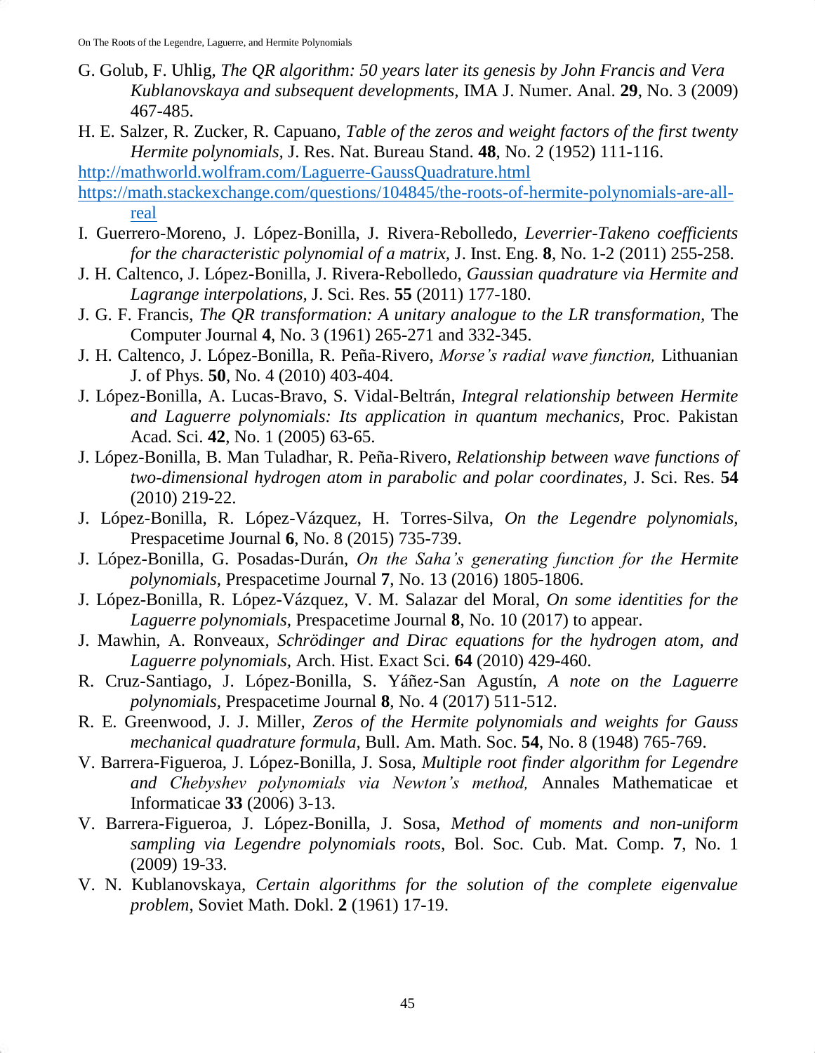G. Golub, F. Uhlig, *The QR algorithm: 50 years later its genesis by John Francis and Vera Kublanovskaya and subsequent developments*, IMA J. Numer. Anal. **29**, No. 3 (2009) 467-485.

H. E. Salzer, R. Zucker, R. Capuano, *Table of the zeros and weight factors of the first twenty Hermite polynomials*, J. Res. Nat. Bureau Stand. **48**, No. 2 (1952) 111-116.

http://mathworld.wolfram.com/Laguerre-GaussQuadrature.html

https://math.stackexchange.com/questions/104845/the-roots-of-hermite-polynomials-are-all-real

I. Guerrero-Moreno, J. López-Bonilla, J. Rivera-Rebolledo, *Leverrier-Takeno coefficients for the characteristic polynomial of a matrix*, J. Inst. Eng. **8**, No. 1-2 (2011) 255-258.

J. H. Caltenco, J. López-Bonilla, J. Rivera-Rebolledo, *Gaussian quadrature via Hermite and Lagrange interpolations*, J. Sci. Res. **55** (2011) 177-180.

J. G. F. Francis, *The QR transformation: A unitary analogue to the LR transformation*, The Computer Journal **4**, No. 3 (1961) 265-271 and 332-345.

J. H. Caltenco, J. López-Bonilla, R. Peña-Rivero, *Morse's radial wave function*, Lithuanian J. of Phys. **50**, No. 4 (2010) 403-404.

J. López-Bonilla, A. Lucas-Bravo, S. Vidal-Beltrán, *Integral relationship between Hermite and Laguerre polynomials: Its application in quantum mechanics*, Proc. Pakistan Acad. Sci. **42**, No. 1 (2005) 63-65.

J. López-Bonilla, B. Man Tuladhar, R. Peña-Rivero, *Relationship between wave functions of two-dimensional hydrogen atom in parabolic and polar coordinates*, J. Sci. Res. **54** (2010) 219-22.

J. López-Bonilla, R. López-Vázquez, H. Torres-Silva, *On the Legendre polynomials*, Prespacetime Journal **6**, No. 8 (2015) 735-739.

J. López-Bonilla, G. Posadas-Durán, *On the Saha's generating function for the Hermite polynomials*, Prespacetime Journal **7**, No. 13 (2016) 1805-1806.

J. López-Bonilla, R. López-Vázquez, V. M. Salazar del Moral, *On some identities for the Laguerre polynomials*, Prespacetime Journal **8**, No. 10 (2017) to appear.

J. Mawhin, A. Ronveaux, *Schrödinger and Dirac equations for the hydrogen atom, and Laguerre polynomials*, Arch. Hist. Exact Sci. **64** (2010) 429-460.

R. Cruz-Santiago, J. López-Bonilla, S. Yáñez-San Agustín, *A note on the Laguerre polynomials*, Prespacetime Journal **8**, No. 4 (2017) 511-512.

R. E. Greenwood, J. J. Miller, *Zeros of the Hermite polynomials and weights for Gauss mechanical quadrature formula*, Bull. Am. Math. Soc. **54**, No. 8 (1948) 765-769.

V. Barrera-Figueroa, J. López-Bonilla, J. Sosa, *Multiple root finder algorithm for Legendre and Chebyshev polynomials via Newton's method*, Annales Mathematicae et Informaticae **33** (2006) 3-13.

V. Barrera-Figueroa, J. López-Bonilla, J. Sosa, *Method of moments and non-uniform sampling via Legendre polynomials roots*, Bol. Soc. Cub. Mat. Comp. **7**, No. 1 (2009) 19-33.

V. N. Kublanovskaya, *Certain algorithms for the solution of the complete eigenvalue problem*, Soviet Math. Dokl. **2** (1961) 17-19.